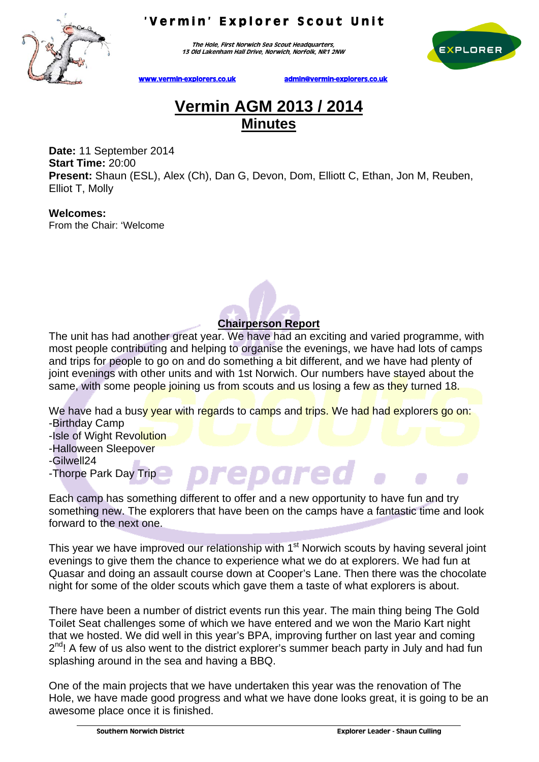# 'Vermin' Explorer Scout Unit

*The Hole, First Norwich Sea Scout Headquarters, 13 Old Lakenham Hall Drive, Norwich, Norfolk, NR1 2NW*

www.vermin-explorers.co.uk admin@vermin-explorers.co.uk

## Vermin AGM 2013 / 2014
## Minutes

**Date:** 11 September 2014
**Start Time:** 20:00
**Present:** Shaun (ESL), Alex (Ch), Dan G, Devon, Dom, Elliott C, Ethan, Jon M, Reuben, Elliot T, Molly

**Welcomes:**
From the Chair: 'Welcome

### Chairperson Report

The unit has had another great year. We have had an exciting and varied programme, with most people contributing and helping to organise the evenings, we have had lots of camps and trips for people to go on and do something a bit different, and we have had plenty of joint evenings with other units and with 1st Norwich. Our numbers have stayed about the same, with some people joining us from scouts and us losing a few as they turned 18.

We have had a busy year with regards to camps and trips. We had had explorers go on:
-Birthday Camp
-Isle of Wight Revolution
-Halloween Sleepover
-Gilwell24
-Thorpe Park Day Trip

Each camp has something different to offer and a new opportunity to have fun and try something new. The explorers that have been on the camps have a fantastic time and look forward to the next one.

This year we have improved our relationship with 1st Norwich scouts by having several joint evenings to give them the chance to experience what we do at explorers. We had fun at Quasar and doing an assault course down at Cooper's Lane. Then there was the chocolate night for some of the older scouts which gave them a taste of what explorers is about.

There have been a number of district events run this year. The main thing being The Gold Toilet Seat challenges some of which we have entered and we won the Mario Kart night that we hosted. We did well in this year's BPA, improving further on last year and coming 2nd! A few of us also went to the district explorer's summer beach party in July and had fun splashing around in the sea and having a BBQ.

One of the main projects that we have undertaken this year was the renovation of The Hole, we have made good progress and what we have done looks great, it is going to be an awesome place once it is finished.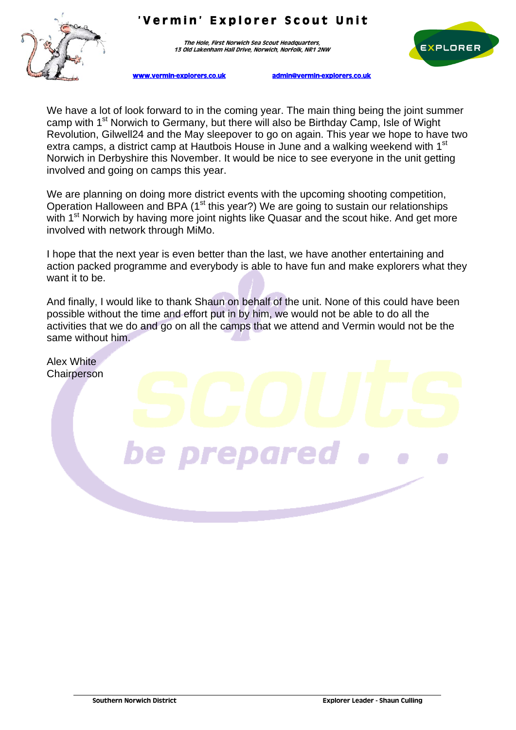We have a lot of look forward to in the coming year. The main thing being the joint summer camp with 1st Norwich to Germany, but there will also be Birthday Camp, Isle of Wight Revolution, Gilwell24 and the May sleepover to go on again. This year we hope to have two extra camps, a district camp at Hautbois House in June and a walking weekend with 1st Norwich in Derbyshire this November. It would be nice to see everyone in the unit getting involved and going on camps this year.

We are planning on doing more district events with the upcoming shooting competition, Operation Halloween and BPA (1st this year?) We are going to sustain our relationships with 1st Norwich by having more joint nights like Quasar and the scout hike. And get more involved with network through MiMo.

I hope that the next year is even better than the last, we have another entertaining and action packed programme and everybody is able to have fun and make explorers what they want it to be.

And finally, I would like to thank Shaun on behalf of the unit. None of this could have been possible without the time and effort put in by him, we would not be able to do all the activities that we do and go on all the camps that we attend and Vermin would not be the same without him.

Alex White
Chairperson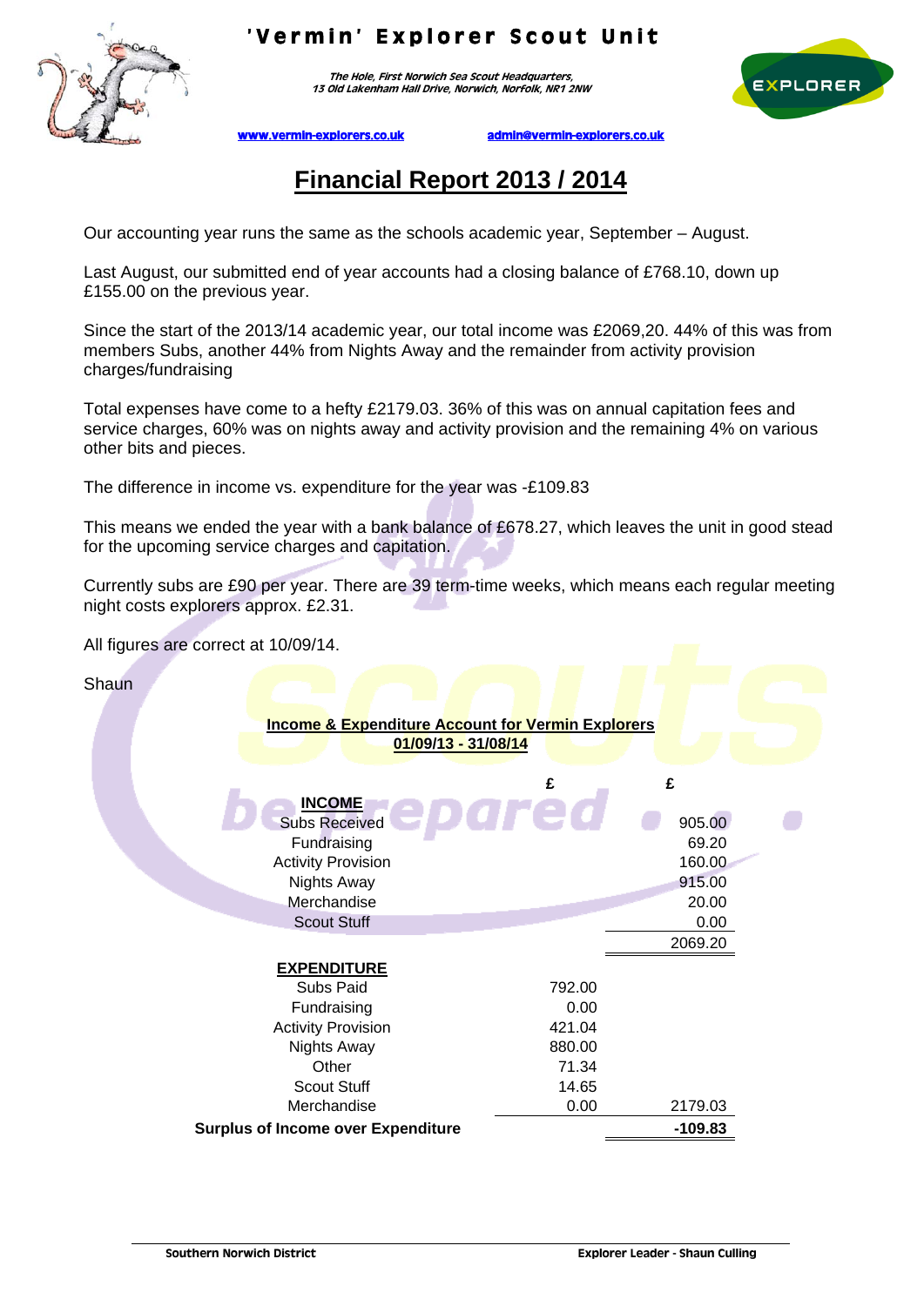# 'Vermin' Explorer Scout Unit

*The Hole, First Norwich Sea Scout Headquarters,*
*13 Old Lakenham Hall Drive, Norwich, Norfolk, NR1 2NW*

www.vermin-explorers.co.uk admin@vermin-explorers.co.uk

## Financial Report 2013 / 2014

Our accounting year runs the same as the schools academic year, September – August.

Last August, our submitted end of year accounts had a closing balance of £768.10, down up £155.00 on the previous year.

Since the start of the 2013/14 academic year, our total income was £2069,20. 44% of this was from members Subs, another 44% from Nights Away and the remainder from activity provision charges/fundraising

Total expenses have come to a hefty £2179.03. 36% of this was on annual capitation fees and service charges, 60% was on nights away and activity provision and the remaining 4% on various other bits and pieces.

The difference in income vs. expenditure for the year was -£109.83

This means we ended the year with a bank balance of £678.27, which leaves the unit in good stead for the upcoming service charges and capitation.

Currently subs are £90 per year. There are 39 term-time weeks, which means each regular meeting night costs explorers approx. £2.31.

All figures are correct at 10/09/14.

Shaun

**Income & Expenditure Account for Vermin Explorers**
**01/09/13 - 31/08/14**

| | £ | £ |
|---|---|---|
| **INCOME** | | |
| Subs Received | | 905.00 |
| Fundraising | | 69.20 |
| Activity Provision | | 160.00 |
| Nights Away | | 915.00 |
| Merchandise | | 20.00 |
| Scout Stuff | | 0.00 |
| | | 2069.20 |
| **EXPENDITURE** | | |
| Subs Paid | 792.00 | |
| Fundraising | 0.00 | |
| Activity Provision | 421.04 | |
| Nights Away | 880.00 | |
| Other | 71.34 | |
| Scout Stuff | 14.65 | |
| Merchandise | 0.00 | 2179.03 |
| **Surplus of Income over Expenditure** | | **-109.83** |

Southern Norwich District — Explorer Leader - Shaun Culling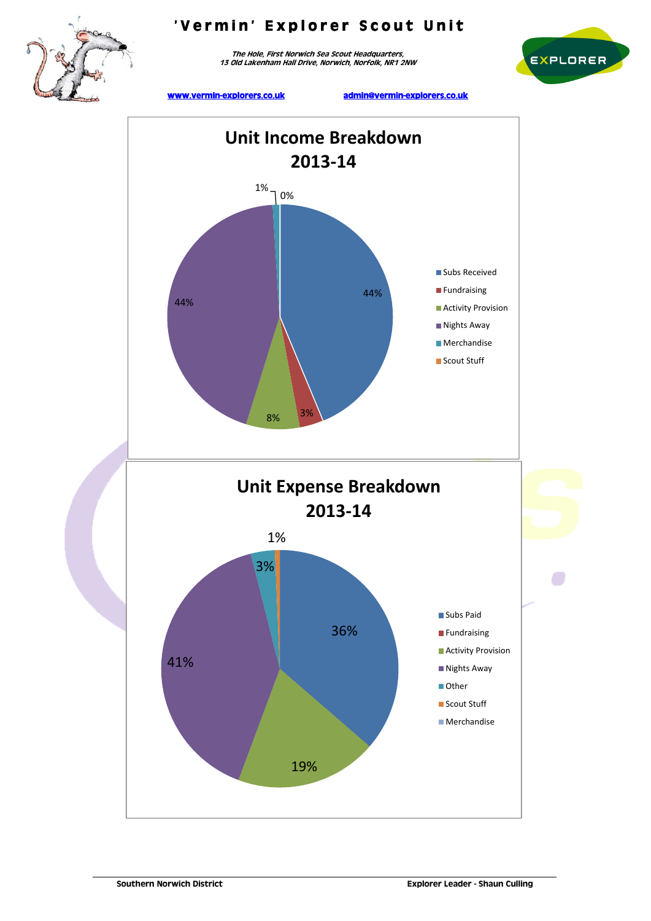# 'Vermin' Explorer Scout Unit

*The Hole, First Norwich Sea Scout Headquarters,*
*13 Old Lakenham Hall Drive, Norwich, Norfolk, NR1 2NW*

www.vermin-explorers.co.uk admin@vermin-explorers.co.uk

## Unit Income Breakdown 2013-14

| Category | Percentage |
|---|---|
| Subs Received | 44% |
| Fundraising | 3% |
| Activity Provision | 8% |
| Nights Away | 44% |
| Merchandise | 1% |
| Scout Stuff | 0% |

## Unit Expense Breakdown 2013-14

| Category | Percentage |
|---|---|
| Subs Paid | 36% |
| Fundraising | |
| Activity Provision | 19% |
| Nights Away | 41% |
| Other | 3% |
| Scout Stuff | 1% |
| Merchandise | |

Southern Norwich District Explorer Leader - Shaun Culling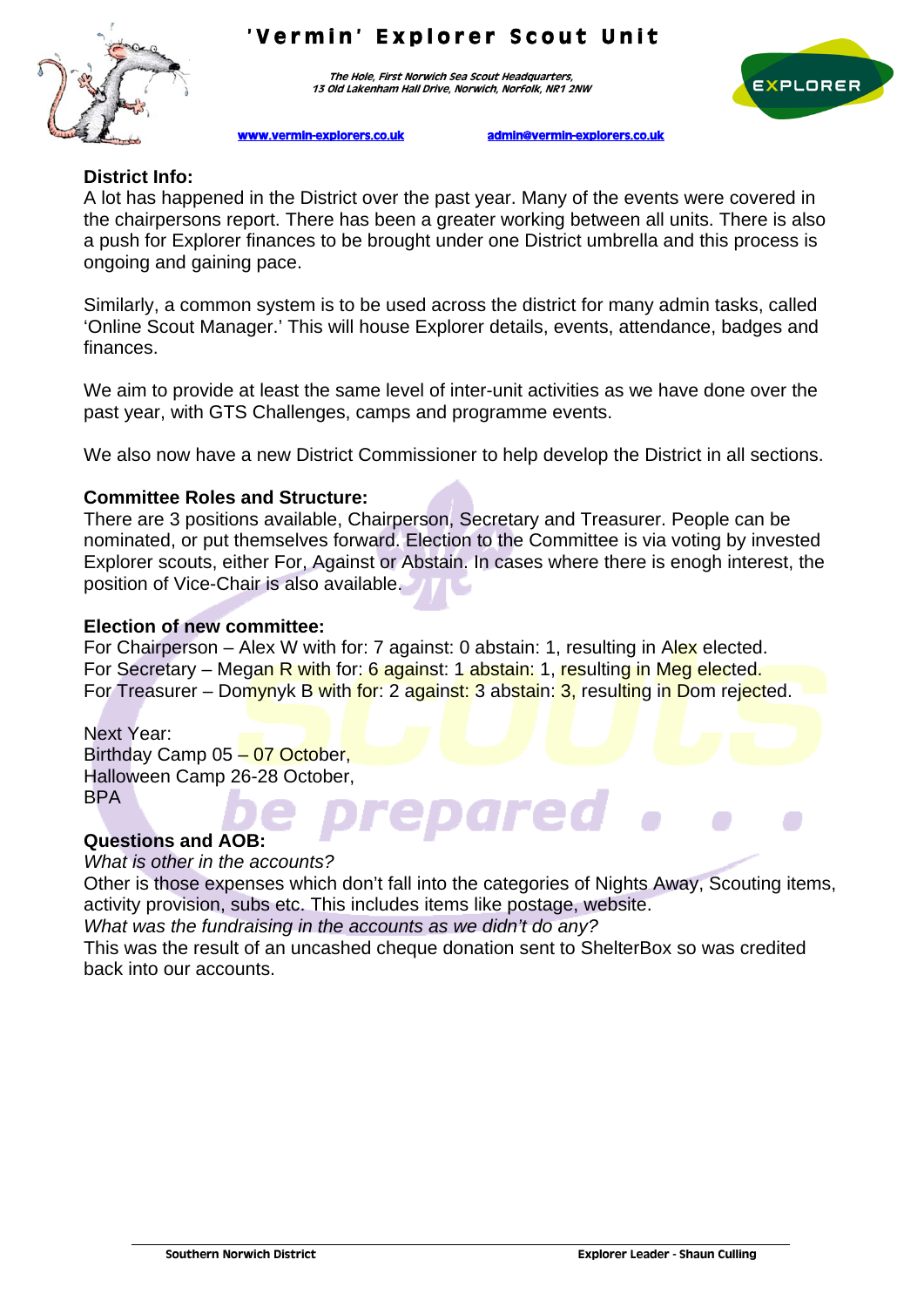**District Info:**
A lot has happened in the District over the past year. Many of the events were covered in the chairpersons report. There has been a greater working between all units. There is also a push for Explorer finances to be brought under one District umbrella and this process is ongoing and gaining pace.

Similarly, a common system is to be used across the district for many admin tasks, called 'Online Scout Manager.' This will house Explorer details, events, attendance, badges and finances.

We aim to provide at least the same level of inter-unit activities as we have done over the past year, with GTS Challenges, camps and programme events.

We also now have a new District Commissioner to help develop the District in all sections.

**Committee Roles and Structure:**
There are 3 positions available, Chairperson, Secretary and Treasurer. People can be nominated, or put themselves forward. Election to the Committee is via voting by invested Explorer scouts, either For, Against or Abstain. In cases where there is enogh interest, the position of Vice-Chair is also available.

**Election of new committee:**
For Chairperson – Alex W with for: 7 against: 0 abstain: 1, resulting in Alex elected.
For Secretary – Megan R with for: 6 against: 1 abstain: 1, resulting in Meg elected.
For Treasurer – Domynyk B with for: 2 against: 3 abstain: 3, resulting in Dom rejected.

Next Year:
Birthday Camp 05 – 07 October,
Halloween Camp 26-28 October,
BPA

**Questions and AOB:**
*What is other in the accounts?*
Other is those expenses which don't fall into the categories of Nights Away, Scouting items, activity provision, subs etc. This includes items like postage, website.
*What was the fundraising in the accounts as we didn't do any?*
This was the result of an uncashed cheque donation sent to ShelterBox so was credited back into our accounts.